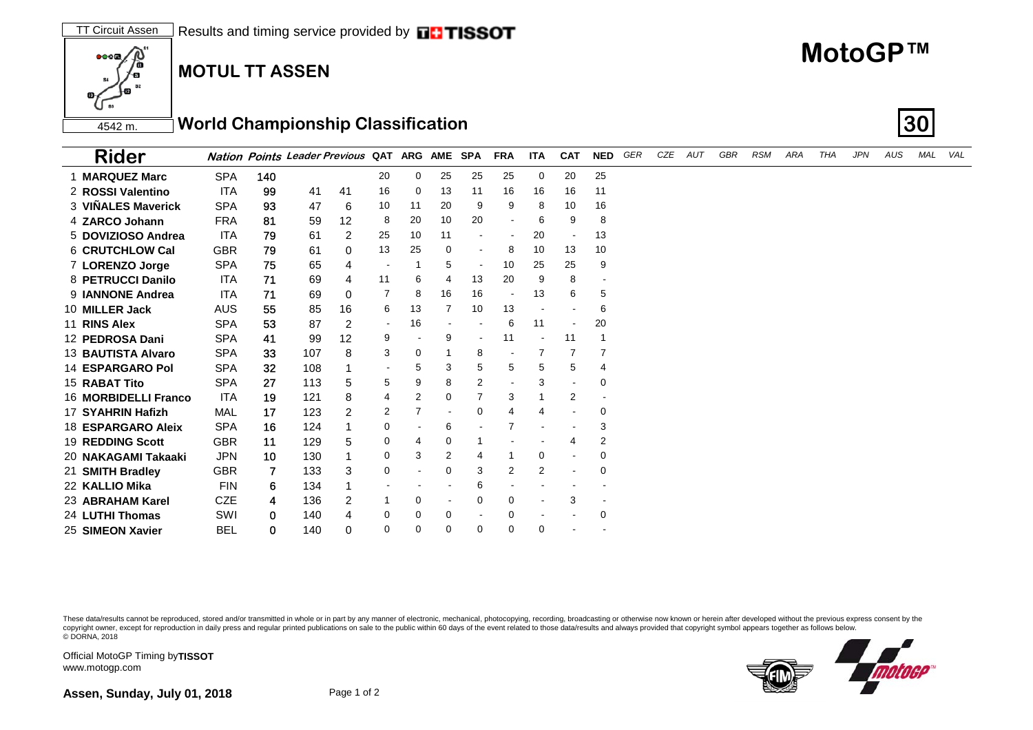TT Circuit Assen Results and timing service provided by TISSOT

4542 m.

# MotoGP™

## MOTUL TT ASSEN

## World Championship Classification

**30**

| Rider | Nation | Points | Leader | Previous | QAT | ARG | AME | SPA | FRA | ITA | CAT | NED | GER | CZE | AUT | GBR | RSM | ARA | THA | JPN | AUS | MAL | VAL |
|---|---|---|---|---|---|---|---|---|---|---|---|---|---|---|---|---|---|---|---|---|---|---|---|
| 1 **MARQUEZ Marc** | SPA | 140 | | | 20 | 0 | 25 | 25 | 25 | 0 | 20 | 25 | | | | | | | | | | | |
| 2 **ROSSI Valentino** | ITA | 99 | 41 | 41 | 16 | 0 | 13 | 11 | 16 | 16 | 16 | 11 | | | | | | | | | | | |
| 3 **VIÑALES Maverick** | SPA | 93 | 47 | 6 | 10 | 11 | 20 | 9 | 9 | 8 | 10 | 16 | | | | | | | | | | | |
| 4 **ZARCO Johann** | FRA | 81 | 59 | 12 | 8 | 20 | 10 | 20 | - | 6 | 9 | 8 | | | | | | | | | | | |
| 5 **DOVIZIOSO Andrea** | ITA | 79 | 61 | 2 | 25 | 10 | 11 | - | - | 20 | - | 13 | | | | | | | | | | | |
| 6 **CRUTCHLOW Cal** | GBR | 79 | 61 | 0 | 13 | 25 | 0 | - | 8 | 10 | 13 | 10 | | | | | | | | | | | |
| 7 **LORENZO Jorge** | SPA | 75 | 65 | 4 | - | 1 | 5 | - | 10 | 25 | 25 | 9 | | | | | | | | | | | |
| 8 **PETRUCCI Danilo** | ITA | 71 | 69 | 4 | 11 | 6 | 4 | 13 | 20 | 9 | 8 | - | | | | | | | | | | | |
| 9 **IANNONE Andrea** | ITA | 71 | 69 | 0 | 7 | 8 | 16 | 16 | - | 13 | 6 | 5 | | | | | | | | | | | |
| 10 **MILLER Jack** | AUS | 55 | 85 | 16 | 6 | 13 | 7 | 10 | 13 | - | - | 6 | | | | | | | | | | | |
| 11 **RINS Alex** | SPA | 53 | 87 | 2 | - | 16 | - | - | 6 | 11 | - | 20 | | | | | | | | | | | |
| 12 **PEDROSA Dani** | SPA | 41 | 99 | 12 | 9 | - | 9 | - | 11 | - | 11 | 1 | | | | | | | | | | | |
| 13 **BAUTISTA Alvaro** | SPA | 33 | 107 | 8 | 3 | 0 | 1 | 8 | - | 7 | 7 | 7 | | | | | | | | | | | |
| 14 **ESPARGARO Pol** | SPA | 32 | 108 | 1 | - | 5 | 3 | 5 | 5 | 5 | 5 | 4 | | | | | | | | | | | |
| 15 **RABAT Tito** | SPA | 27 | 113 | 5 | 5 | 9 | 8 | 2 | - | 3 | - | 0 | | | | | | | | | | | |
| 16 **MORBIDELLI Franco** | ITA | 19 | 121 | 8 | 4 | 2 | 0 | 7 | 3 | 1 | 2 | - | | | | | | | | | | | |
| 17 **SYAHRIN Hafizh** | MAL | 17 | 123 | 2 | 2 | 7 | - | 0 | 4 | 4 | - | 0 | | | | | | | | | | | |
| 18 **ESPARGARO Aleix** | SPA | 16 | 124 | 1 | 0 | - | 6 | - | 7 | - | - | 3 | | | | | | | | | | | |
| 19 **REDDING Scott** | GBR | 11 | 129 | 5 | 0 | 4 | 0 | 1 | - | - | 4 | 2 | | | | | | | | | | | |
| 20 **NAKAGAMI Takaaki** | JPN | 10 | 130 | 1 | 0 | 3 | 2 | 4 | 1 | 0 | - | 0 | | | | | | | | | | | |
| 21 **SMITH Bradley** | GBR | 7 | 133 | 3 | 0 | - | 0 | 3 | 2 | 2 | - | 0 | | | | | | | | | | | |
| 22 **KALLIO Mika** | FIN | 6 | 134 | 1 | - | - | - | 6 | - | - | - | - | | | | | | | | | | | |
| 23 **ABRAHAM Karel** | CZE | 4 | 136 | 2 | 1 | 0 | - | 0 | 0 | - | 3 | - | | | | | | | | | | | |
| 24 **LUTHI Thomas** | SWI | 0 | 140 | 4 | 0 | 0 | 0 | - | 0 | - | - | 0 | | | | | | | | | | | |
| 25 **SIMEON Xavier** | BEL | 0 | 140 | 0 | 0 | 0 | 0 | 0 | 0 | 0 | - | - | | | | | | | | | | | |

These data/results cannot be reproduced, stored and/or transmitted in whole or in part by any manner of electronic, mechanical, photocopying, recording, broadcasting or otherwise now known or herein after developed without the previous express consent by the copyright owner, except for reproduction in daily press and regular printed publications on sale to the public within 60 days of the event related to those data/results and always provided that copyright symbol appears together as follows below.
© DORNA, 2018

Official MotoGP Timing by **TISSOT**
www.motogp.com

**Assen, Sunday, July 01, 2018**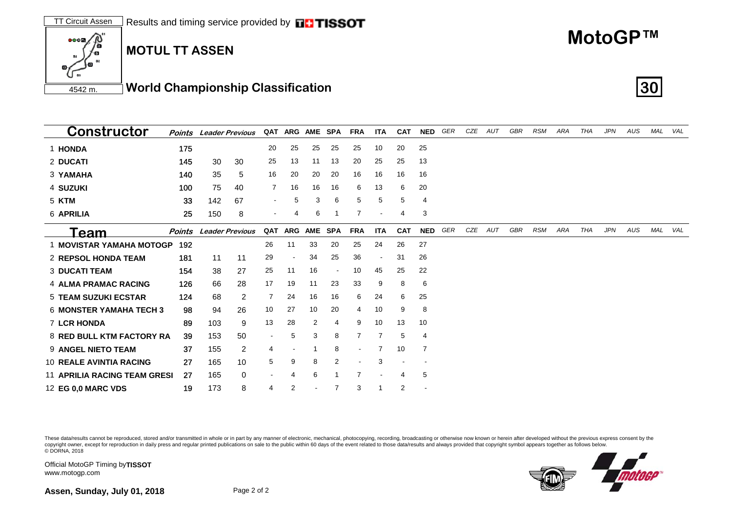TT Circuit Assen

Results and timing service provided by TISSOT

4542 m.

# MOTUL TT ASSEN

## World Championship Classification

# MotoGP™

30

| Constructor | Points | Leader | Previous | QAT | ARG | AME | SPA | FRA | ITA | CAT | NED | GER | CZE | AUT | GBR | RSM | ARA | THA | JPN | AUS | MAL | VAL |
|---|---|---|---|---|---|---|---|---|---|---|---|---|---|---|---|---|---|---|---|---|---|---|
| 1 HONDA | 175 | | | 20 | 25 | 25 | 25 | 25 | 10 | 20 | 25 | | | | | | | | | | | |
| 2 DUCATI | 145 | 30 | 30 | 25 | 13 | 11 | 13 | 20 | 25 | 25 | 13 | | | | | | | | | | | |
| 3 YAMAHA | 140 | 35 | 5 | 16 | 20 | 20 | 20 | 16 | 16 | 16 | 16 | | | | | | | | | | | |
| 4 SUZUKI | 100 | 75 | 40 | 7 | 16 | 16 | 16 | 6 | 13 | 6 | 20 | | | | | | | | | | | |
| 5 KTM | 33 | 142 | 67 | - | 5 | 3 | 6 | 5 | 5 | 5 | 4 | | | | | | | | | | | |
| 6 APRILIA | 25 | 150 | 8 | - | 4 | 6 | 1 | 7 | - | 4 | 3 | | | | | | | | | | | |

| Team | Points | Leader | Previous | QAT | ARG | AME | SPA | FRA | ITA | CAT | NED | GER | CZE | AUT | GBR | RSM | ARA | THA | JPN | AUS | MAL | VAL |
|---|---|---|---|---|---|---|---|---|---|---|---|---|---|---|---|---|---|---|---|---|---|---|
| 1 MOVISTAR YAMAHA MOTOGP | 192 | | | 26 | 11 | 33 | 20 | 25 | 24 | 26 | 27 | | | | | | | | | | | |
| 2 REPSOL HONDA TEAM | 181 | 11 | 11 | 29 | - | 34 | 25 | 36 | - | 31 | 26 | | | | | | | | | | | |
| 3 DUCATI TEAM | 154 | 38 | 27 | 25 | 11 | 16 | - | 10 | 45 | 25 | 22 | | | | | | | | | | | |
| 4 ALMA PRAMAC RACING | 126 | 66 | 28 | 17 | 19 | 11 | 23 | 33 | 9 | 8 | 6 | | | | | | | | | | | |
| 5 TEAM SUZUKI ECSTAR | 124 | 68 | 2 | 7 | 24 | 16 | 16 | 6 | 24 | 6 | 25 | | | | | | | | | | | |
| 6 MONSTER YAMAHA TECH 3 | 98 | 94 | 26 | 10 | 27 | 10 | 20 | 4 | 10 | 9 | 8 | | | | | | | | | | | |
| 7 LCR HONDA | 89 | 103 | 9 | 13 | 28 | 2 | 4 | 9 | 10 | 13 | 10 | | | | | | | | | | | |
| 8 RED BULL KTM FACTORY RA | 39 | 153 | 50 | - | 5 | 3 | 8 | 7 | 7 | 5 | 4 | | | | | | | | | | | |
| 9 ANGEL NIETO TEAM | 37 | 155 | 2 | 4 | - | 1 | 8 | - | 7 | 10 | 7 | | | | | | | | | | | |
| 10 REALE AVINTIA RACING | 27 | 165 | 10 | 5 | 9 | 8 | 2 | - | 3 | - | - | | | | | | | | | | | |
| 11 APRILIA RACING TEAM GRESI | 27 | 165 | 0 | - | 4 | 6 | 1 | 7 | - | 4 | 5 | | | | | | | | | | | |
| 12 EG 0,0 MARC VDS | 19 | 173 | 8 | 4 | 2 | - | 7 | 3 | 1 | 2 | - | | | | | | | | | | | |

These data/results cannot be reproduced, stored and/or transmitted in whole or in part by any manner of electronic, mechanical, photocopying, recording, broadcasting or otherwise now known or herein after developed without the previous express consent by the copyright owner, except for reproduction in daily press and regular printed publications on sale to the public within 60 days of the event related to those data/results and always provided that copyright symbol appears together as follows below.
© DORNA, 2018

Official MotoGP Timing by TISSOT
www.motogp.com

Assen, Sunday, July 01, 2018